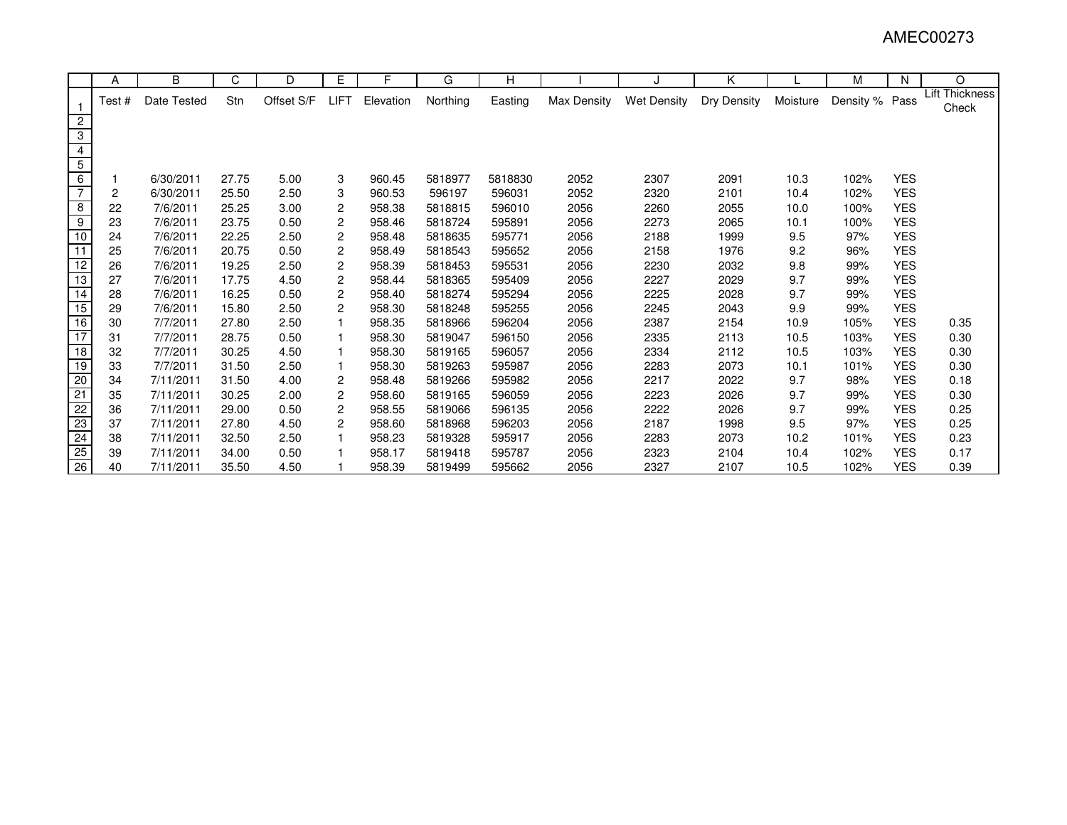AMEC00273

| | A | B | C | D | E | F | G | H | I | J | K | L | M | N | O |
|---|---|---|---|---|---|---|---|---|---|---|---|---|---|---|---|
| 1 | Test # | Date Tested | Stn | Offset S/F | LIFT | Elevation | Northing | Easting | Max Density | Wet Density | Dry Density | Moisture | Density % | Pass | Lift Thickness Check |
| 2 | | | | | | | | | | | | | | | |
| 3 | | | | | | | | | | | | | | | |
| 4 | | | | | | | | | | | | | | | |
| 5 | | | | | | | | | | | | | | | |
| 6 | 1 | 6/30/2011 | 27.75 | 5.00 | 3 | 960.45 | 5818977 | 5818830 | 2052 | 2307 | 2091 | 10.3 | 102% | YES | |
| 7 | 2 | 6/30/2011 | 25.50 | 2.50 | 3 | 960.53 | 596197 | 596031 | 2052 | 2320 | 2101 | 10.4 | 102% | YES | |
| 8 | 22 | 7/6/2011 | 25.25 | 3.00 | 2 | 958.38 | 5818815 | 596010 | 2056 | 2260 | 2055 | 10.0 | 100% | YES | |
| 9 | 23 | 7/6/2011 | 23.75 | 0.50 | 2 | 958.46 | 5818724 | 595891 | 2056 | 2273 | 2065 | 10.1 | 100% | YES | |
| 10 | 24 | 7/6/2011 | 22.25 | 2.50 | 2 | 958.48 | 5818635 | 595771 | 2056 | 2188 | 1999 | 9.5 | 97% | YES | |
| 11 | 25 | 7/6/2011 | 20.75 | 0.50 | 2 | 958.49 | 5818543 | 595652 | 2056 | 2158 | 1976 | 9.2 | 96% | YES | |
| 12 | 26 | 7/6/2011 | 19.25 | 2.50 | 2 | 958.39 | 5818453 | 595531 | 2056 | 2230 | 2032 | 9.8 | 99% | YES | |
| 13 | 27 | 7/6/2011 | 17.75 | 4.50 | 2 | 958.44 | 5818365 | 595409 | 2056 | 2227 | 2029 | 9.7 | 99% | YES | |
| 14 | 28 | 7/6/2011 | 16.25 | 0.50 | 2 | 958.40 | 5818274 | 595294 | 2056 | 2225 | 2028 | 9.7 | 99% | YES | |
| 15 | 29 | 7/6/2011 | 15.80 | 2.50 | 2 | 958.30 | 5818248 | 595255 | 2056 | 2245 | 2043 | 9.9 | 99% | YES | |
| 16 | 30 | 7/7/2011 | 27.80 | 2.50 | 1 | 958.35 | 5818966 | 596204 | 2056 | 2387 | 2154 | 10.9 | 105% | YES | 0.35 |
| 17 | 31 | 7/7/2011 | 28.75 | 0.50 | 1 | 958.30 | 5819047 | 596150 | 2056 | 2335 | 2113 | 10.5 | 103% | YES | 0.30 |
| 18 | 32 | 7/7/2011 | 30.25 | 4.50 | 1 | 958.30 | 5819165 | 596057 | 2056 | 2334 | 2112 | 10.5 | 103% | YES | 0.30 |
| 19 | 33 | 7/7/2011 | 31.50 | 2.50 | 1 | 958.30 | 5819263 | 595987 | 2056 | 2283 | 2073 | 10.1 | 101% | YES | 0.30 |
| 20 | 34 | 7/11/2011 | 31.50 | 4.00 | 2 | 958.48 | 5819266 | 595982 | 2056 | 2217 | 2022 | 9.7 | 98% | YES | 0.18 |
| 21 | 35 | 7/11/2011 | 30.25 | 2.00 | 2 | 958.60 | 5819165 | 596059 | 2056 | 2223 | 2026 | 9.7 | 99% | YES | 0.30 |
| 22 | 36 | 7/11/2011 | 29.00 | 0.50 | 2 | 958.55 | 5819066 | 596135 | 2056 | 2222 | 2026 | 9.7 | 99% | YES | 0.25 |
| 23 | 37 | 7/11/2011 | 27.80 | 4.50 | 2 | 958.60 | 5818968 | 596203 | 2056 | 2187 | 1998 | 9.5 | 97% | YES | 0.25 |
| 24 | 38 | 7/11/2011 | 32.50 | 2.50 | 1 | 958.23 | 5819328 | 595917 | 2056 | 2283 | 2073 | 10.2 | 101% | YES | 0.23 |
| 25 | 39 | 7/11/2011 | 34.00 | 0.50 | 1 | 958.17 | 5819418 | 595787 | 2056 | 2323 | 2104 | 10.4 | 102% | YES | 0.17 |
| 26 | 40 | 7/11/2011 | 35.50 | 4.50 | 1 | 958.39 | 5819499 | 595662 | 2056 | 2327 | 2107 | 10.5 | 102% | YES | 0.39 |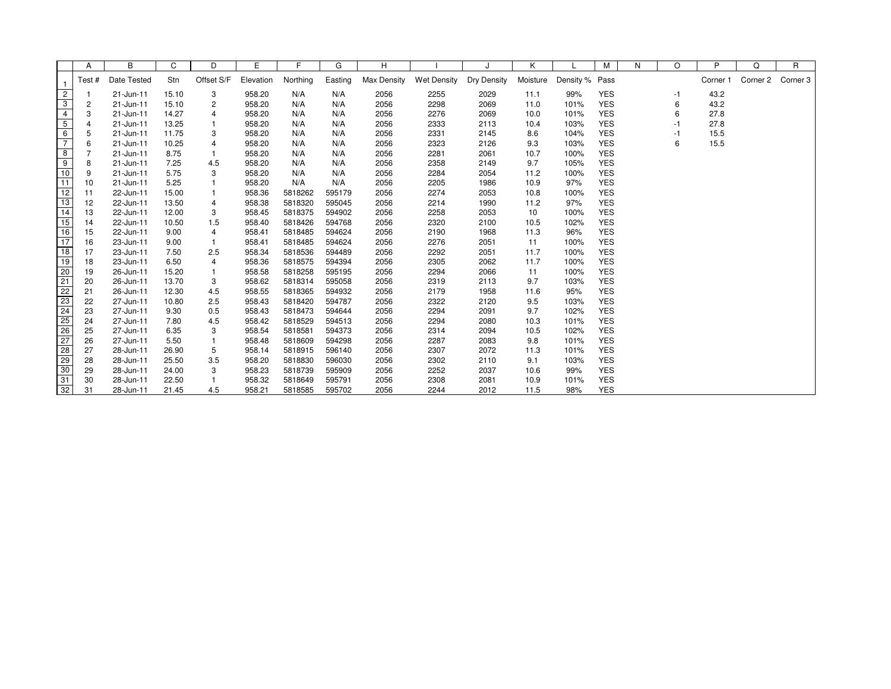| | A | B | C | D | E | F | G | H | I | J | K | L | M | N | O | P | Q | R |
|---|---|---|---|---|---|---|---|---|---|---|---|---|---|---|---|---|---|---|
| 1 | Test # | Date Tested | Stn | Offset S/F | Elevation | Northing | Easting | Max Density | Wet Density | Dry Density | Moisture | Density % | Pass | | | Corner 1 | Corner 2 | Corner 3 |
| 2 | 1 | 21-Jun-11 | 15.10 | 3 | 958.20 | N/A | N/A | 2056 | 2255 | 2029 | 11.1 | 99% | YES | | -1 | 43.2 | | |
| 3 | 2 | 21-Jun-11 | 15.10 | 2 | 958.20 | N/A | N/A | 2056 | 2298 | 2069 | 11.0 | 101% | YES | | 6 | 43.2 | | |
| 4 | 3 | 21-Jun-11 | 14.27 | 4 | 958.20 | N/A | N/A | 2056 | 2276 | 2069 | 10.0 | 101% | YES | | 6 | 27.8 | | |
| 5 | 4 | 21-Jun-11 | 13.25 | 1 | 958.20 | N/A | N/A | 2056 | 2333 | 2113 | 10.4 | 103% | YES | | -1 | 27.8 | | |
| 6 | 5 | 21-Jun-11 | 11.75 | 3 | 958.20 | N/A | N/A | 2056 | 2331 | 2145 | 8.6 | 104% | YES | | -1 | 15.5 | | |
| 7 | 6 | 21-Jun-11 | 10.25 | 4 | 958.20 | N/A | N/A | 2056 | 2323 | 2126 | 9.3 | 103% | YES | | 6 | 15.5 | | |
| 8 | 7 | 21-Jun-11 | 8.75 | 1 | 958.20 | N/A | N/A | 2056 | 2281 | 2061 | 10.7 | 100% | YES | | | | | |
| 9 | 8 | 21-Jun-11 | 7.25 | 4.5 | 958.20 | N/A | N/A | 2056 | 2358 | 2149 | 9.7 | 105% | YES | | | | | |
| 10 | 9 | 21-Jun-11 | 5.75 | 3 | 958.20 | N/A | N/A | 2056 | 2284 | 2054 | 11.2 | 100% | YES | | | | | |
| 11 | 10 | 21-Jun-11 | 5.25 | 1 | 958.20 | N/A | N/A | 2056 | 2205 | 1986 | 10.9 | 97% | YES | | | | | |
| 12 | 11 | 22-Jun-11 | 15.00 | 1 | 958.36 | 5818262 | 595179 | 2056 | 2274 | 2053 | 10.8 | 100% | YES | | | | | |
| 13 | 12 | 22-Jun-11 | 13.50 | 4 | 958.38 | 5818320 | 595045 | 2056 | 2214 | 1990 | 11.2 | 97% | YES | | | | | |
| 14 | 13 | 22-Jun-11 | 12.00 | 3 | 958.45 | 5818375 | 594902 | 2056 | 2258 | 2053 | 10 | 100% | YES | | | | | |
| 15 | 14 | 22-Jun-11 | 10.50 | 1.5 | 958.40 | 5818426 | 594768 | 2056 | 2320 | 2100 | 10.5 | 102% | YES | | | | | |
| 16 | 15 | 22-Jun-11 | 9.00 | 4 | 958.41 | 5818485 | 594624 | 2056 | 2190 | 1968 | 11.3 | 96% | YES | | | | | |
| 17 | 16 | 23-Jun-11 | 9.00 | 1 | 958.41 | 5818485 | 594624 | 2056 | 2276 | 2051 | 11 | 100% | YES | | | | | |
| 18 | 17 | 23-Jun-11 | 7.50 | 2.5 | 958.34 | 5818536 | 594489 | 2056 | 2292 | 2051 | 11.7 | 100% | YES | | | | | |
| 19 | 18 | 23-Jun-11 | 6.50 | 4 | 958.36 | 5818575 | 594394 | 2056 | 2305 | 2062 | 11.7 | 100% | YES | | | | | |
| 20 | 19 | 26-Jun-11 | 15.20 | 1 | 958.58 | 5818258 | 595195 | 2056 | 2294 | 2066 | 11 | 100% | YES | | | | | |
| 21 | 20 | 26-Jun-11 | 13.70 | 3 | 958.62 | 5818314 | 595058 | 2056 | 2319 | 2113 | 9.7 | 103% | YES | | | | | |
| 22 | 21 | 26-Jun-11 | 12.30 | 4.5 | 958.55 | 5818365 | 594932 | 2056 | 2179 | 1958 | 11.6 | 95% | YES | | | | | |
| 23 | 22 | 27-Jun-11 | 10.80 | 2.5 | 958.43 | 5818420 | 594787 | 2056 | 2322 | 2120 | 9.5 | 103% | YES | | | | | |
| 24 | 23 | 27-Jun-11 | 9.30 | 0.5 | 958.43 | 5818473 | 594644 | 2056 | 2294 | 2091 | 9.7 | 102% | YES | | | | | |
| 25 | 24 | 27-Jun-11 | 7.80 | 4.5 | 958.42 | 5818529 | 594513 | 2056 | 2294 | 2080 | 10.3 | 101% | YES | | | | | |
| 26 | 25 | 27-Jun-11 | 6.35 | 3 | 958.54 | 5818581 | 594373 | 2056 | 2314 | 2094 | 10.5 | 102% | YES | | | | | |
| 27 | 26 | 27-Jun-11 | 5.50 | 1 | 958.48 | 5818609 | 594298 | 2056 | 2287 | 2083 | 9.8 | 101% | YES | | | | | |
| 28 | 27 | 28-Jun-11 | 26.90 | 5 | 958.14 | 5818915 | 596140 | 2056 | 2307 | 2072 | 11.3 | 101% | YES | | | | | |
| 29 | 28 | 28-Jun-11 | 25.50 | 3.5 | 958.20 | 5818830 | 596030 | 2056 | 2302 | 2110 | 9.1 | 103% | YES | | | | | |
| 30 | 29 | 28-Jun-11 | 24.00 | 3 | 958.23 | 5818739 | 595909 | 2056 | 2252 | 2037 | 10.6 | 99% | YES | | | | | |
| 31 | 30 | 28-Jun-11 | 22.50 | 1 | 958.32 | 5818649 | 595791 | 2056 | 2308 | 2081 | 10.9 | 101% | YES | | | | | |
| 32 | 31 | 28-Jun-11 | 21.45 | 4.5 | 958.21 | 5818585 | 595702 | 2056 | 2244 | 2012 | 11.5 | 98% | YES | | | | | |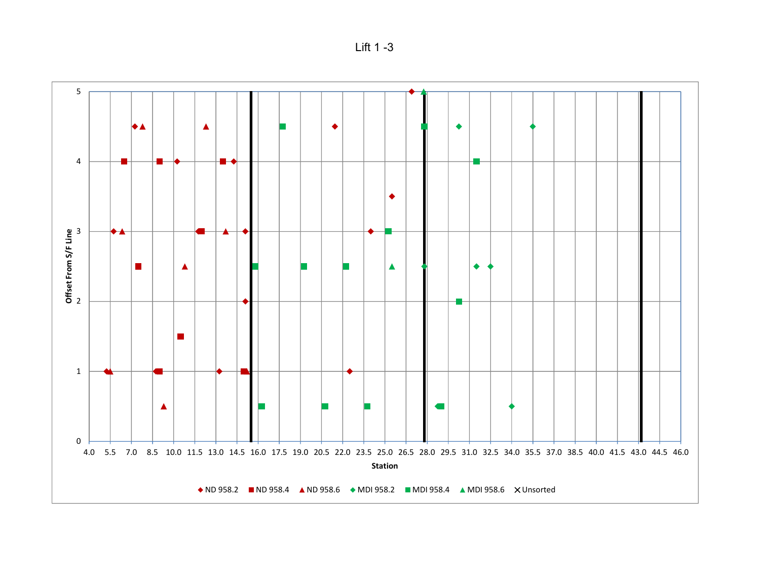Lift 1 -3

Offset From S/F Line

5

4

3

2

1

0

4.0 5.5 7.0 8.5 10.0 11.5 13.0 14.5 16.0 17.5 19.0 20.5 22.0 23.5 25.0 26.5 28.0 29.5 31.0 32.5 34.0 35.5 37.0 38.5 40.0 41.5 43.0 44.5 46.0

Station

ND 958.2 ND 958.4 ND 958.6 MDI 958.2 MDI 958.4 MDI 958.6 Unsorted